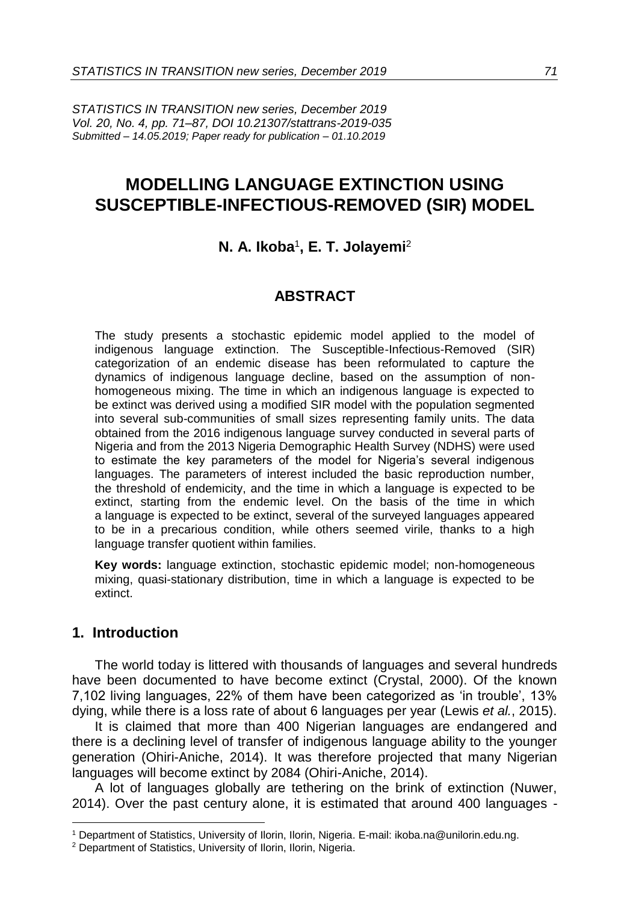*STATISTICS IN TRANSITION new series, December 2019*
*Vol. 20, No. 4, pp. 71–87, DOI 10.21307/stattrans-2019-035*
*Submitted – 14.05.2019; Paper ready for publication – 01.10.2019*

# MODELLING LANGUAGE EXTINCTION USING SUSCEPTIBLE-INFECTIOUS-REMOVED (SIR) MODEL

**N. A. Ikoba**[1]**, E. T. Jolayemi**[2]

## ABSTRACT

The study presents a stochastic epidemic model applied to the model of indigenous language extinction. The Susceptible-Infectious-Removed (SIR) categorization of an endemic disease has been reformulated to capture the dynamics of indigenous language decline, based on the assumption of non-homogeneous mixing. The time in which an indigenous language is expected to be extinct was derived using a modified SIR model with the population segmented into several sub-communities of small sizes representing family units. The data obtained from the 2016 indigenous language survey conducted in several parts of Nigeria and from the 2013 Nigeria Demographic Health Survey (NDHS) were used to estimate the key parameters of the model for Nigeria's several indigenous languages. The parameters of interest included the basic reproduction number, the threshold of endemicity, and the time in which a language is expected to be extinct, starting from the endemic level. On the basis of the time in which a language is expected to be extinct, several of the surveyed languages appeared to be in a precarious condition, while others seemed virile, thanks to a high language transfer quotient within families.

**Key words:** language extinction, stochastic epidemic model; non-homogeneous mixing, quasi-stationary distribution, time in which a language is expected to be extinct.

## 1. Introduction

The world today is littered with thousands of languages and several hundreds have been documented to have become extinct (Crystal, 2000). Of the known 7,102 living languages, 22% of them have been categorized as 'in trouble', 13% dying, while there is a loss rate of about 6 languages per year (Lewis *et al.*, 2015).

It is claimed that more than 400 Nigerian languages are endangered and there is a declining level of transfer of indigenous language ability to the younger generation (Ohiri-Aniche, 2014). It was therefore projected that many Nigerian languages will become extinct by 2084 (Ohiri-Aniche, 2014).

A lot of languages globally are tethering on the brink of extinction (Nuwer, 2014). Over the past century alone, it is estimated that around 400 languages -

---

[1] Department of Statistics, University of Ilorin, Ilorin, Nigeria. E-mail: ikoba.na@unilorin.edu.ng.

[2] Department of Statistics, University of Ilorin, Ilorin, Nigeria.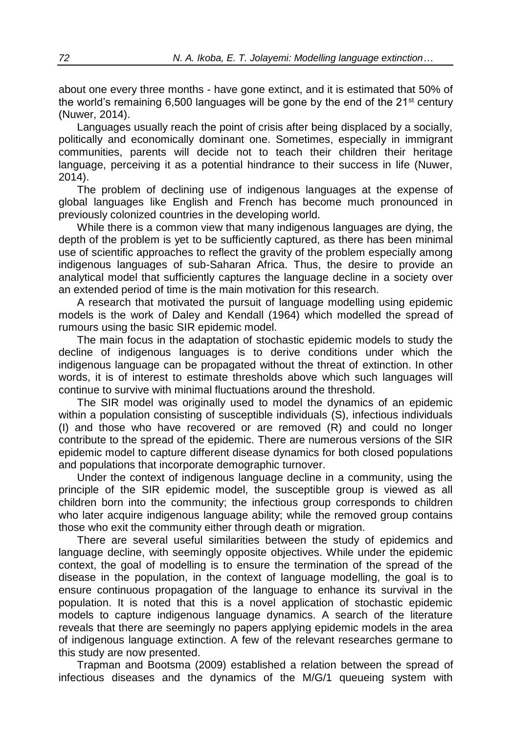about one every three months - have gone extinct, and it is estimated that 50% of the world's remaining 6,500 languages will be gone by the end of the 21st century (Nuwer, 2014).

Languages usually reach the point of crisis after being displaced by a socially, politically and economically dominant one. Sometimes, especially in immigrant communities, parents will decide not to teach their children their heritage language, perceiving it as a potential hindrance to their success in life (Nuwer, 2014).

The problem of declining use of indigenous languages at the expense of global languages like English and French has become much pronounced in previously colonized countries in the developing world.

While there is a common view that many indigenous languages are dying, the depth of the problem is yet to be sufficiently captured, as there has been minimal use of scientific approaches to reflect the gravity of the problem especially among indigenous languages of sub-Saharan Africa. Thus, the desire to provide an analytical model that sufficiently captures the language decline in a society over an extended period of time is the main motivation for this research.

A research that motivated the pursuit of language modelling using epidemic models is the work of Daley and Kendall (1964) which modelled the spread of rumours using the basic SIR epidemic model.

The main focus in the adaptation of stochastic epidemic models to study the decline of indigenous languages is to derive conditions under which the indigenous language can be propagated without the threat of extinction. In other words, it is of interest to estimate thresholds above which such languages will continue to survive with minimal fluctuations around the threshold.

The SIR model was originally used to model the dynamics of an epidemic within a population consisting of susceptible individuals (S), infectious individuals (I) and those who have recovered or are removed (R) and could no longer contribute to the spread of the epidemic. There are numerous versions of the SIR epidemic model to capture different disease dynamics for both closed populations and populations that incorporate demographic turnover.

Under the context of indigenous language decline in a community, using the principle of the SIR epidemic model, the susceptible group is viewed as all children born into the community; the infectious group corresponds to children who later acquire indigenous language ability; while the removed group contains those who exit the community either through death or migration.

There are several useful similarities between the study of epidemics and language decline, with seemingly opposite objectives. While under the epidemic context, the goal of modelling is to ensure the termination of the spread of the disease in the population, in the context of language modelling, the goal is to ensure continuous propagation of the language to enhance its survival in the population. It is noted that this is a novel application of stochastic epidemic models to capture indigenous language dynamics. A search of the literature reveals that there are seemingly no papers applying epidemic models in the area of indigenous language extinction. A few of the relevant researches germane to this study are now presented.

Trapman and Bootsma (2009) established a relation between the spread of infectious diseases and the dynamics of the M/G/1 queueing system with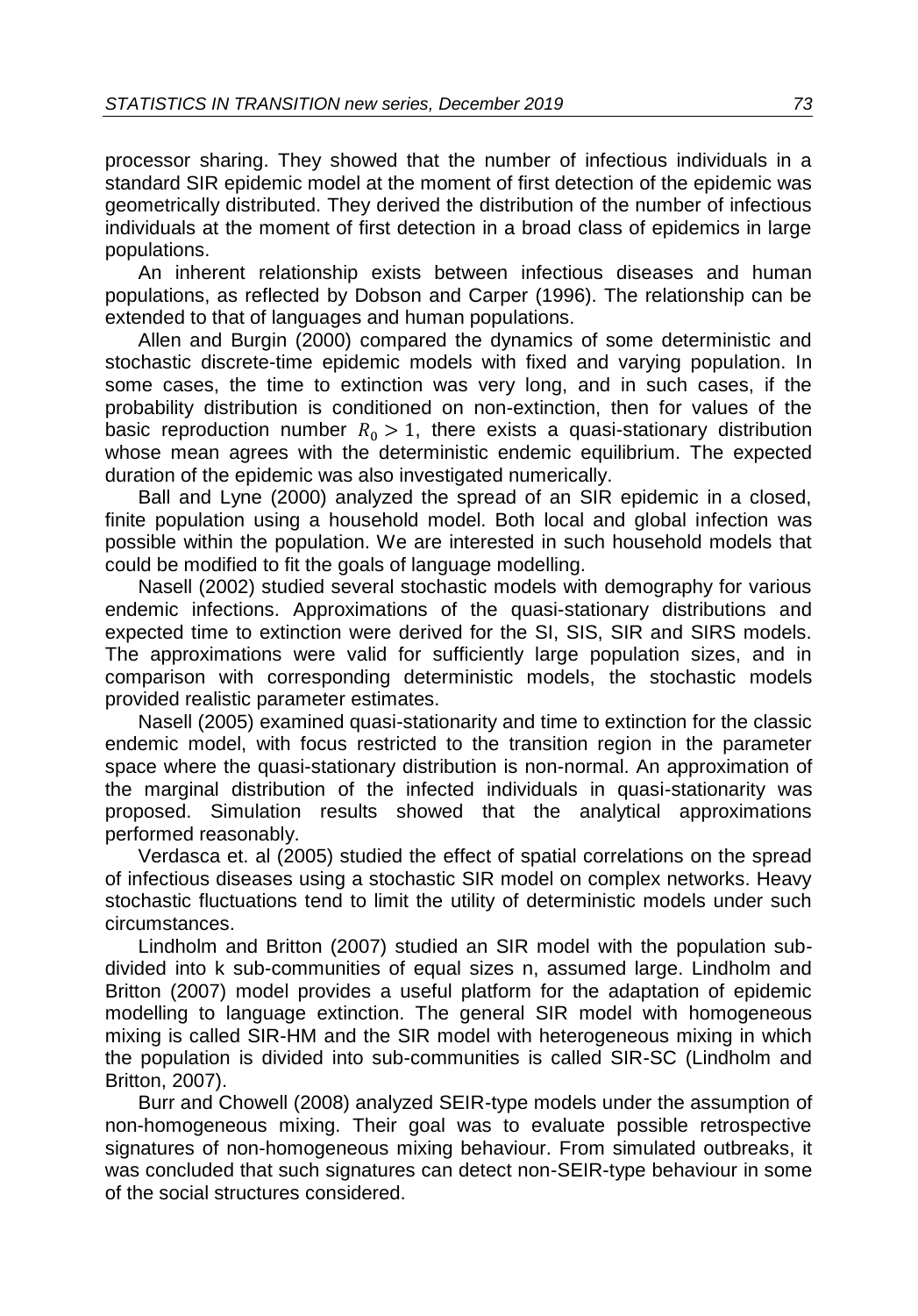processor sharing. They showed that the number of infectious individuals in a standard SIR epidemic model at the moment of first detection of the epidemic was geometrically distributed. They derived the distribution of the number of infectious individuals at the moment of first detection in a broad class of epidemics in large populations.

An inherent relationship exists between infectious diseases and human populations, as reflected by Dobson and Carper (1996). The relationship can be extended to that of languages and human populations.

Allen and Burgin (2000) compared the dynamics of some deterministic and stochastic discrete-time epidemic models with fixed and varying population. In some cases, the time to extinction was very long, and in such cases, if the probability distribution is conditioned on non-extinction, then for values of the basic reproduction number $R_0 > 1$, there exists a quasi-stationary distribution whose mean agrees with the deterministic endemic equilibrium. The expected duration of the epidemic was also investigated numerically.

Ball and Lyne (2000) analyzed the spread of an SIR epidemic in a closed, finite population using a household model. Both local and global infection was possible within the population. We are interested in such household models that could be modified to fit the goals of language modelling.

Nasell (2002) studied several stochastic models with demography for various endemic infections. Approximations of the quasi-stationary distributions and expected time to extinction were derived for the SI, SIS, SIR and SIRS models. The approximations were valid for sufficiently large population sizes, and in comparison with corresponding deterministic models, the stochastic models provided realistic parameter estimates.

Nasell (2005) examined quasi-stationarity and time to extinction for the classic endemic model, with focus restricted to the transition region in the parameter space where the quasi-stationary distribution is non-normal. An approximation of the marginal distribution of the infected individuals in quasi-stationarity was proposed. Simulation results showed that the analytical approximations performed reasonably.

Verdasca et. al (2005) studied the effect of spatial correlations on the spread of infectious diseases using a stochastic SIR model on complex networks. Heavy stochastic fluctuations tend to limit the utility of deterministic models under such circumstances.

Lindholm and Britton (2007) studied an SIR model with the population sub-divided into k sub-communities of equal sizes n, assumed large. Lindholm and Britton (2007) model provides a useful platform for the adaptation of epidemic modelling to language extinction. The general SIR model with homogeneous mixing is called SIR-HM and the SIR model with heterogeneous mixing in which the population is divided into sub-communities is called SIR-SC (Lindholm and Britton, 2007).

Burr and Chowell (2008) analyzed SEIR-type models under the assumption of non-homogeneous mixing. Their goal was to evaluate possible retrospective signatures of non-homogeneous mixing behaviour. From simulated outbreaks, it was concluded that such signatures can detect non-SEIR-type behaviour in some of the social structures considered.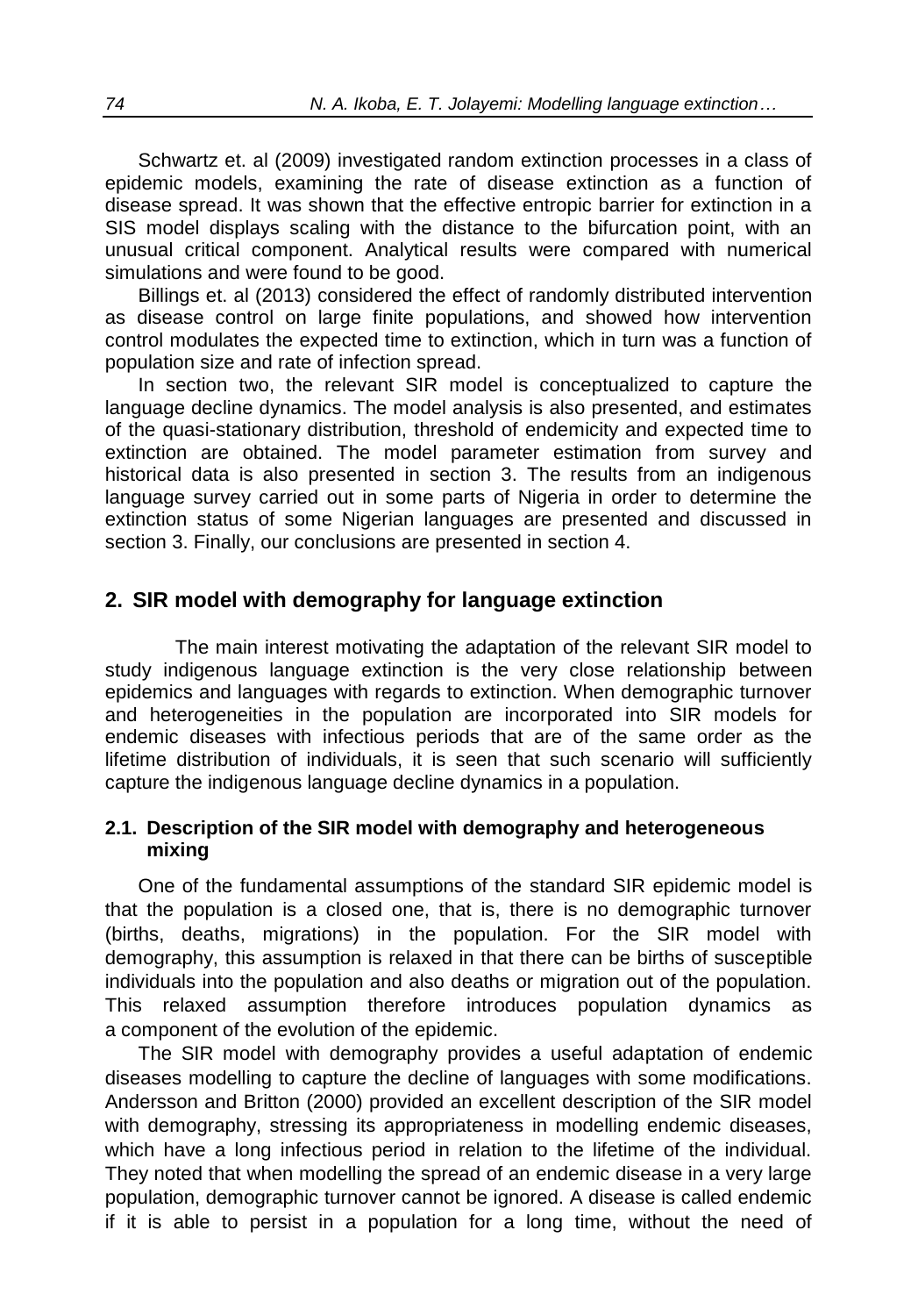Schwartz et. al (2009) investigated random extinction processes in a class of epidemic models, examining the rate of disease extinction as a function of disease spread. It was shown that the effective entropic barrier for extinction in a SIS model displays scaling with the distance to the bifurcation point, with an unusual critical component. Analytical results were compared with numerical simulations and were found to be good.

Billings et. al (2013) considered the effect of randomly distributed intervention as disease control on large finite populations, and showed how intervention control modulates the expected time to extinction, which in turn was a function of population size and rate of infection spread.

In section two, the relevant SIR model is conceptualized to capture the language decline dynamics. The model analysis is also presented, and estimates of the quasi-stationary distribution, threshold of endemicity and expected time to extinction are obtained. The model parameter estimation from survey and historical data is also presented in section 3. The results from an indigenous language survey carried out in some parts of Nigeria in order to determine the extinction status of some Nigerian languages are presented and discussed in section 3. Finally, our conclusions are presented in section 4.

## 2. SIR model with demography for language extinction

The main interest motivating the adaptation of the relevant SIR model to study indigenous language extinction is the very close relationship between epidemics and languages with regards to extinction. When demographic turnover and heterogeneities in the population are incorporated into SIR models for endemic diseases with infectious periods that are of the same order as the lifetime distribution of individuals, it is seen that such scenario will sufficiently capture the indigenous language decline dynamics in a population.

### 2.1. Description of the SIR model with demography and heterogeneous mixing

One of the fundamental assumptions of the standard SIR epidemic model is that the population is a closed one, that is, there is no demographic turnover (births, deaths, migrations) in the population. For the SIR model with demography, this assumption is relaxed in that there can be births of susceptible individuals into the population and also deaths or migration out of the population. This relaxed assumption therefore introduces population dynamics as a component of the evolution of the epidemic.

The SIR model with demography provides a useful adaptation of endemic diseases modelling to capture the decline of languages with some modifications. Andersson and Britton (2000) provided an excellent description of the SIR model with demography, stressing its appropriateness in modelling endemic diseases, which have a long infectious period in relation to the lifetime of the individual. They noted that when modelling the spread of an endemic disease in a very large population, demographic turnover cannot be ignored. A disease is called endemic if it is able to persist in a population for a long time, without the need of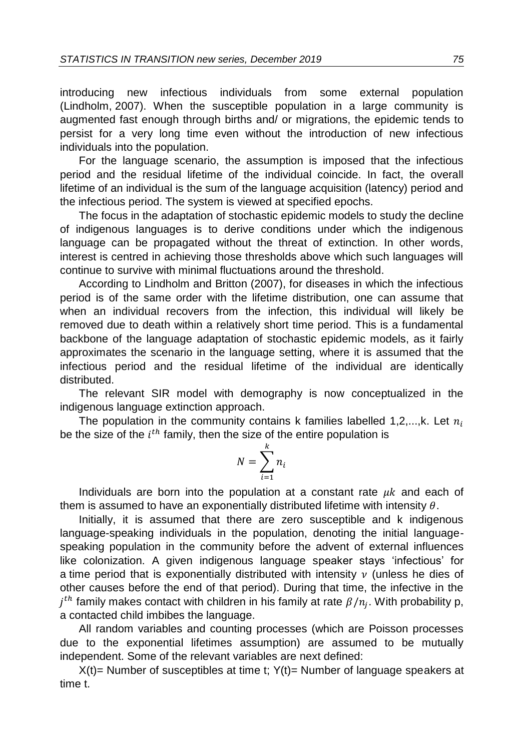introducing new infectious individuals from some external population (Lindholm, 2007). When the susceptible population in a large community is augmented fast enough through births and/ or migrations, the epidemic tends to persist for a very long time even without the introduction of new infectious individuals into the population.

For the language scenario, the assumption is imposed that the infectious period and the residual lifetime of the individual coincide. In fact, the overall lifetime of an individual is the sum of the language acquisition (latency) period and the infectious period. The system is viewed at specified epochs.

The focus in the adaptation of stochastic epidemic models to study the decline of indigenous languages is to derive conditions under which the indigenous language can be propagated without the threat of extinction. In other words, interest is centred in achieving those thresholds above which such languages will continue to survive with minimal fluctuations around the threshold.

According to Lindholm and Britton (2007), for diseases in which the infectious period is of the same order with the lifetime distribution, one can assume that when an individual recovers from the infection, this individual will likely be removed due to death within a relatively short time period. This is a fundamental backbone of the language adaptation of stochastic epidemic models, as it fairly approximates the scenario in the language setting, where it is assumed that the infectious period and the residual lifetime of the individual are identically distributed.

The relevant SIR model with demography is now conceptualized in the indigenous language extinction approach.

The population in the community contains k families labelled 1,2,...,k. Let $n_i$ be the size of the $i^{th}$ family, then the size of the entire population is

$$N = \sum_{i=1}^{k} n_i$$

Individuals are born into the population at a constant rate $\mu k$ and each of them is assumed to have an exponentially distributed lifetime with intensity $\theta$.

Initially, it is assumed that there are zero susceptible and k indigenous language-speaking individuals in the population, denoting the initial language-speaking population in the community before the advent of external influences like colonization. A given indigenous language speaker stays 'infectious' for a time period that is exponentially distributed with intensity $\nu$ (unless he dies of other causes before the end of that period). During that time, the infective in the $j^{th}$ family makes contact with children in his family at rate $\beta/n_j$. With probability p, a contacted child imbibes the language.

All random variables and counting processes (which are Poisson processes due to the exponential lifetimes assumption) are assumed to be mutually independent. Some of the relevant variables are next defined:

X(t)= Number of susceptibles at time t; Y(t)= Number of language speakers at time t.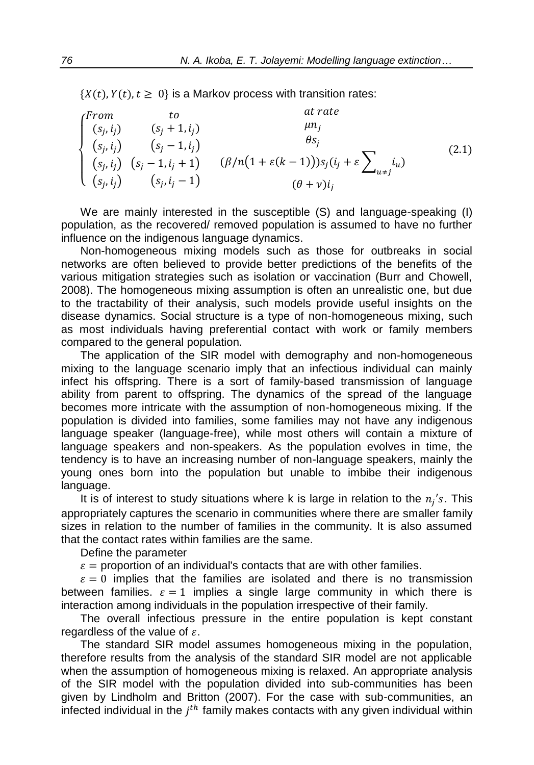$\{X(t), Y(t), t \geq 0\}$ is a Markov process with transition rates:

$$\begin{cases} From & to & at\ rate \\ (s_j, i_j) & (s_j+1, i_j) & \mu n_j \\ (s_j, i_j) & (s_j-1, i_j) & \theta s_j \\ (s_j, i_j) & (s_j-1, i_j+1) & (\beta/n(1+\varepsilon(k-1)))s_j(i_j+\varepsilon\sum_{u\neq j} i_u) \\ (s_j, i_j) & (s_j, i_j-1) & (\theta+\nu)i_j \end{cases} \tag{2.1}$$

We are mainly interested in the susceptible (S) and language-speaking (I) population, as the recovered/ removed population is assumed to have no further influence on the indigenous language dynamics.

Non-homogeneous mixing models such as those for outbreaks in social networks are often believed to provide better predictions of the benefits of the various mitigation strategies such as isolation or vaccination (Burr and Chowell, 2008). The homogeneous mixing assumption is often an unrealistic one, but due to the tractability of their analysis, such models provide useful insights on the disease dynamics. Social structure is a type of non-homogeneous mixing, such as most individuals having preferential contact with work or family members compared to the general population.

The application of the SIR model with demography and non-homogeneous mixing to the language scenario imply that an infectious individual can mainly infect his offspring. There is a sort of family-based transmission of language ability from parent to offspring. The dynamics of the spread of the language becomes more intricate with the assumption of non-homogeneous mixing. If the population is divided into families, some families may not have any indigenous language speaker (language-free), while most others will contain a mixture of language speakers and non-speakers. As the population evolves in time, the tendency is to have an increasing number of non-language speakers, mainly the young ones born into the population but unable to imbibe their indigenous language.

It is of interest to study situations where k is large in relation to the $n_j's$. This appropriately captures the scenario in communities where there are smaller family sizes in relation to the number of families in the community. It is also assumed that the contact rates within families are the same.

Define the parameter

$\varepsilon$ = proportion of an individual's contacts that are with other families.

$\varepsilon = 0$ implies that the families are isolated and there is no transmission between families. $\varepsilon = 1$ implies a single large community in which there is interaction among individuals in the population irrespective of their family.

The overall infectious pressure in the entire population is kept constant regardless of the value of $\varepsilon$.

The standard SIR model assumes homogeneous mixing in the population, therefore results from the analysis of the standard SIR model are not applicable when the assumption of homogeneous mixing is relaxed. An appropriate analysis of the SIR model with the population divided into sub-communities has been given by Lindholm and Britton (2007). For the case with sub-communities, an infected individual in the $j^{th}$ family makes contacts with any given individual within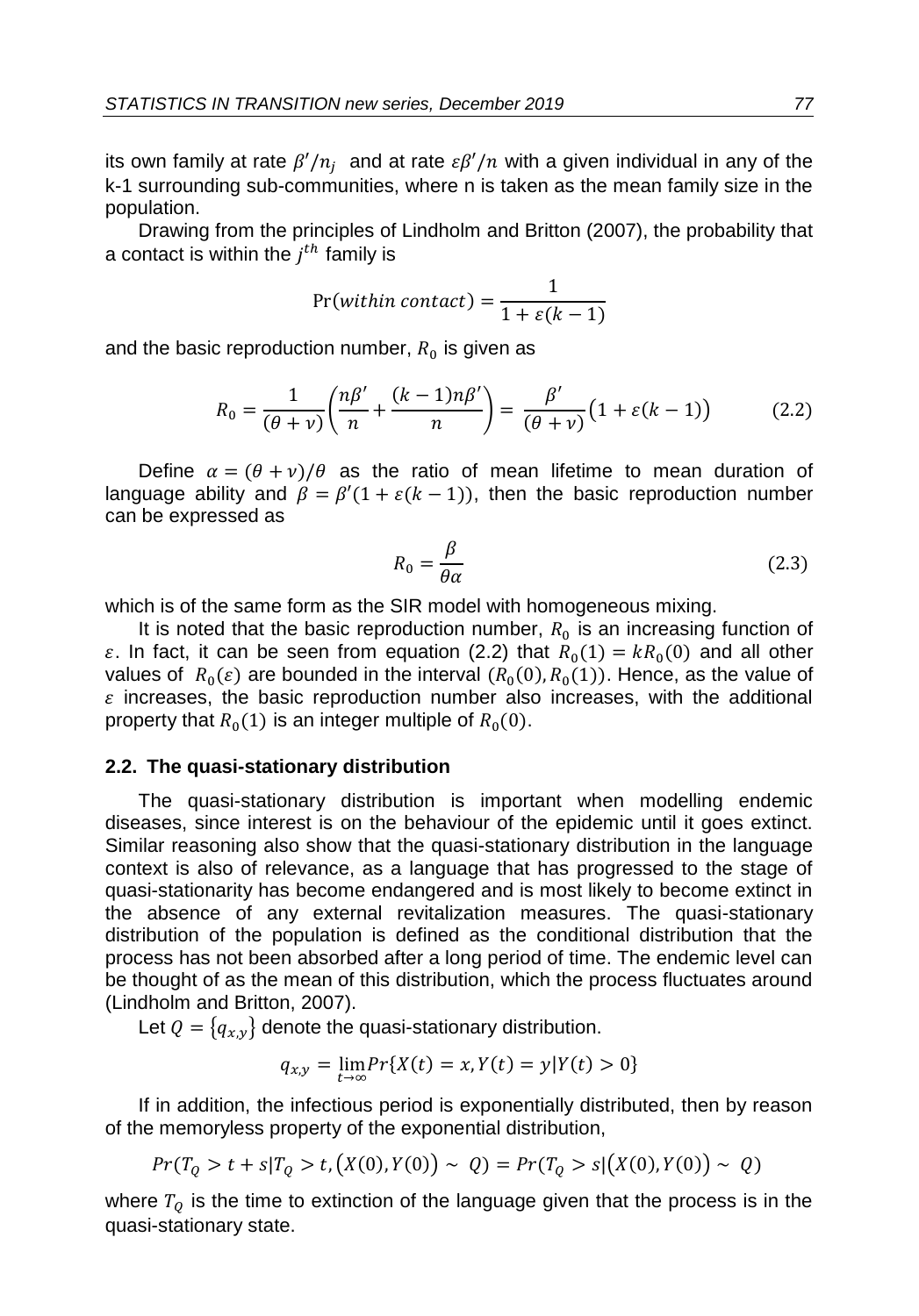its own family at rate $\beta'/n_j$ and at rate $\varepsilon\beta'/n$ with a given individual in any of the k-1 surrounding sub-communities, where n is taken as the mean family size in the population.

Drawing from the principles of Lindholm and Britton (2007), the probability that a contact is within the $j^{th}$ family is

$$\Pr(within\ contact) = \frac{1}{1+\varepsilon(k-1)}$$

and the basic reproduction number, $R_0$ is given as

$$R_0 = \frac{1}{(\theta+\nu)}\left(\frac{n\beta'}{n} + \frac{(k-1)n\beta'}{n}\right) = \frac{\beta'}{(\theta+\nu)}\left(1+\varepsilon(k-1)\right) \tag{2.2}$$

Define $\alpha = (\theta+\nu)/\theta$ as the ratio of mean lifetime to mean duration of language ability and $\beta = \beta'(1+\varepsilon(k-1))$, then the basic reproduction number can be expressed as

$$R_0 = \frac{\beta}{\theta\alpha} \tag{2.3}$$

which is of the same form as the SIR model with homogeneous mixing.

It is noted that the basic reproduction number, $R_0$ is an increasing function of $\varepsilon$. In fact, it can be seen from equation (2.2) that $R_0(1) = kR_0(0)$ and all other values of $R_0(\varepsilon)$ are bounded in the interval $(R_0(0), R_0(1))$. Hence, as the value of $\varepsilon$ increases, the basic reproduction number also increases, with the additional property that $R_0(1)$ is an integer multiple of $R_0(0)$.

### 2.2. The quasi-stationary distribution

The quasi-stationary distribution is important when modelling endemic diseases, since interest is on the behaviour of the epidemic until it goes extinct. Similar reasoning also show that the quasi-stationary distribution in the language context is also of relevance, as a language that has progressed to the stage of quasi-stationarity has become endangered and is most likely to become extinct in the absence of any external revitalization measures. The quasi-stationary distribution of the population is defined as the conditional distribution that the process has not been absorbed after a long period of time. The endemic level can be thought of as the mean of this distribution, which the process fluctuates around (Lindholm and Britton, 2007).

Let $Q = \{q_{x,y}\}$ denote the quasi-stationary distribution.

$$q_{x,y} = \lim_{t\to\infty} Pr\{X(t) = x, Y(t) = y | Y(t) > 0\}$$

If in addition, the infectious period is exponentially distributed, then by reason of the memoryless property of the exponential distribution,

$$Pr(T_Q > t+s | T_Q > t, (X(0), Y(0)) \sim Q) = Pr(T_Q > s | (X(0), Y(0)) \sim Q)$$

where $T_Q$ is the time to extinction of the language given that the process is in the quasi-stationary state.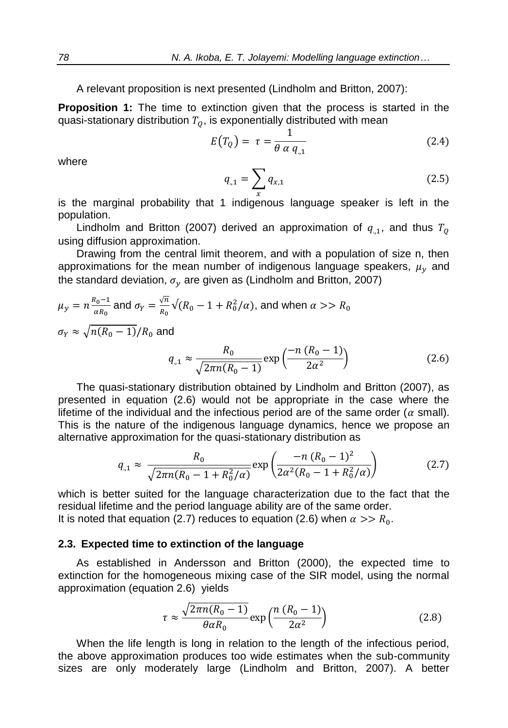A relevant proposition is next presented (Lindholm and Britton, 2007):

**Proposition 1:** The time to extinction given that the process is started in the quasi-stationary distribution $T_Q$, is exponentially distributed with mean

$$E(T_Q) = \tau = \frac{1}{\theta \, \alpha \, q_{.,1}} \tag{2.4}$$

where

$$q_{.,1} = \sum_{x} q_{x,1} \tag{2.5}$$

is the marginal probability that 1 indigenous language speaker is left in the population.

Lindholm and Britton (2007) derived an approximation of $q_{.,1}$, and thus $T_Q$ using diffusion approximation.

Drawing from the central limit theorem, and with a population of size n, then approximations for the mean number of indigenous language speakers, $\mu_y$ and the standard deviation, $\sigma_y$ are given as (Lindholm and Britton, 2007)

$\mu_y = n\frac{R_0-1}{\alpha R_0}$ and $\sigma_Y = \frac{\sqrt{n}}{R_0}\sqrt{(R_0 - 1 + R_0^2/\alpha)}$, and when $\alpha >> R_0$

$\sigma_Y \approx \sqrt{n(R_0 - 1)}/R_0$ and

$$q_{.,1} \approx \frac{R_0}{\sqrt{2\pi n(R_0 - 1)}} \exp\left(\frac{-n\,(R_0 - 1)}{2\alpha^2}\right) \tag{2.6}$$

The quasi-stationary distribution obtained by Lindholm and Britton (2007), as presented in equation (2.6) would not be appropriate in the case where the lifetime of the individual and the infectious period are of the same order ($\alpha$ small). This is the nature of the indigenous language dynamics, hence we propose an alternative approximation for the quasi-stationary distribution as

$$q_{.,1} \approx \frac{R_0}{\sqrt{2\pi n(R_0 - 1 + R_0^2/\alpha)}} \exp\left(\frac{-n\,(R_0 - 1)^2}{2\alpha^2(R_0 - 1 + R_0^2/\alpha)}\right) \tag{2.7}$$

which is better suited for the language characterization due to the fact that the residual lifetime and the period language ability are of the same order.
It is noted that equation (2.7) reduces to equation (2.6) when $\alpha >> R_0$.

### 2.3. Expected time to extinction of the language

As established in Andersson and Britton (2000), the expected time to extinction for the homogeneous mixing case of the SIR model, using the normal approximation (equation 2.6) yields

$$\tau \approx \frac{\sqrt{2\pi n(R_0 - 1)}}{\theta \alpha R_0} \exp\left(\frac{n\,(R_0 - 1)}{2\alpha^2}\right) \tag{2.8}$$

When the life length is long in relation to the length of the infectious period, the above approximation produces too wide estimates when the sub-community sizes are only moderately large (Lindholm and Britton, 2007). A better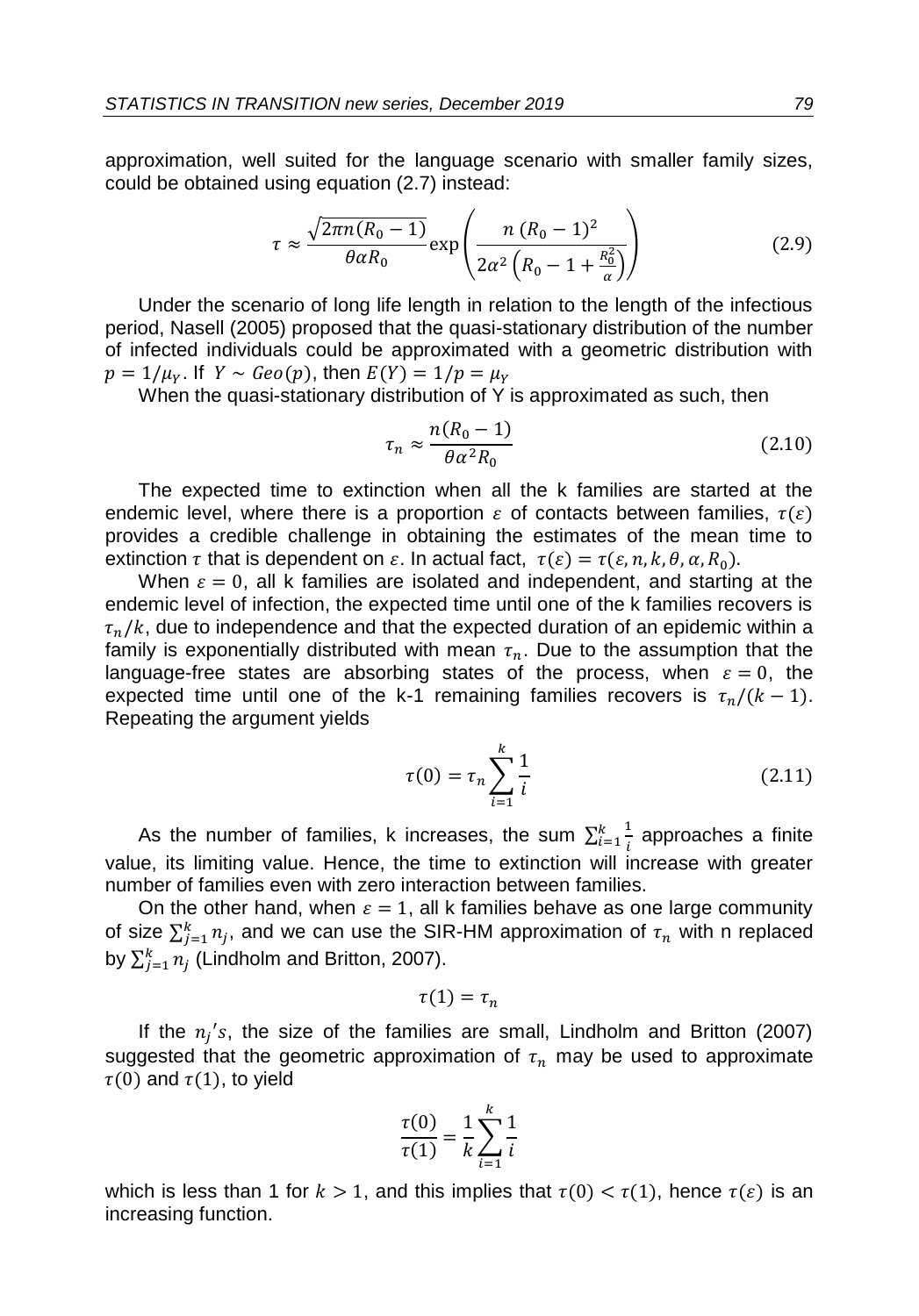approximation, well suited for the language scenario with smaller family sizes, could be obtained using equation (2.7) instead:

$$\tau \approx \frac{\sqrt{2\pi n(R_0 - 1)}}{\theta\alpha R_0}\exp\left(\frac{n\,(R_0 - 1)^2}{2\alpha^2\left(R_0 - 1 + \frac{R_0^2}{\alpha}\right)}\right) \tag{2.9}$$

Under the scenario of long life length in relation to the length of the infectious period, Nasell (2005) proposed that the quasi-stationary distribution of the number of infected individuals could be approximated with a geometric distribution with $p = 1/\mu_Y$. If $Y \sim Geo(p)$, then $E(Y) = 1/p = \mu_Y$

When the quasi-stationary distribution of Y is approximated as such, then

$$\tau_n \approx \frac{n(R_0 - 1)}{\theta\alpha^2 R_0} \tag{2.10}$$

The expected time to extinction when all the k families are started at the endemic level, where there is a proportion $\varepsilon$ of contacts between families, $\tau(\varepsilon)$ provides a credible challenge in obtaining the estimates of the mean time to extinction $\tau$ that is dependent on $\varepsilon$. In actual fact, $\tau(\varepsilon) = \tau(\varepsilon, n, k, \theta, \alpha, R_0)$.

When $\varepsilon = 0$, all k families are isolated and independent, and starting at the endemic level of infection, the expected time until one of the k families recovers is $\tau_n/k$, due to independence and that the expected duration of an epidemic within a family is exponentially distributed with mean $\tau_n$. Due to the assumption that the language-free states are absorbing states of the process, when $\varepsilon = 0$, the expected time until one of the k-1 remaining families recovers is $\tau_n/(k-1)$. Repeating the argument yields

$$\tau(0) = \tau_n \sum_{i=1}^{k} \frac{1}{i} \tag{2.11}$$

As the number of families, k increases, the sum $\sum_{i=1}^{k} \frac{1}{i}$ approaches a finite value, its limiting value. Hence, the time to extinction will increase with greater number of families even with zero interaction between families.

On the other hand, when $\varepsilon = 1$, all k families behave as one large community of size $\sum_{j=1}^{k} n_j$, and we can use the SIR-HM approximation of $\tau_n$ with n replaced by $\sum_{j=1}^{k} n_j$ (Lindholm and Britton, 2007).

$$\tau(1) = \tau_n$$

If the $n_j's$, the size of the families are small, Lindholm and Britton (2007) suggested that the geometric approximation of $\tau_n$ may be used to approximate $\tau(0)$ and $\tau(1)$, to yield

$$\frac{\tau(0)}{\tau(1)} = \frac{1}{k}\sum_{i=1}^{k} \frac{1}{i}$$

which is less than 1 for $k > 1$, and this implies that $\tau(0) < \tau(1)$, hence $\tau(\varepsilon)$ is an increasing function.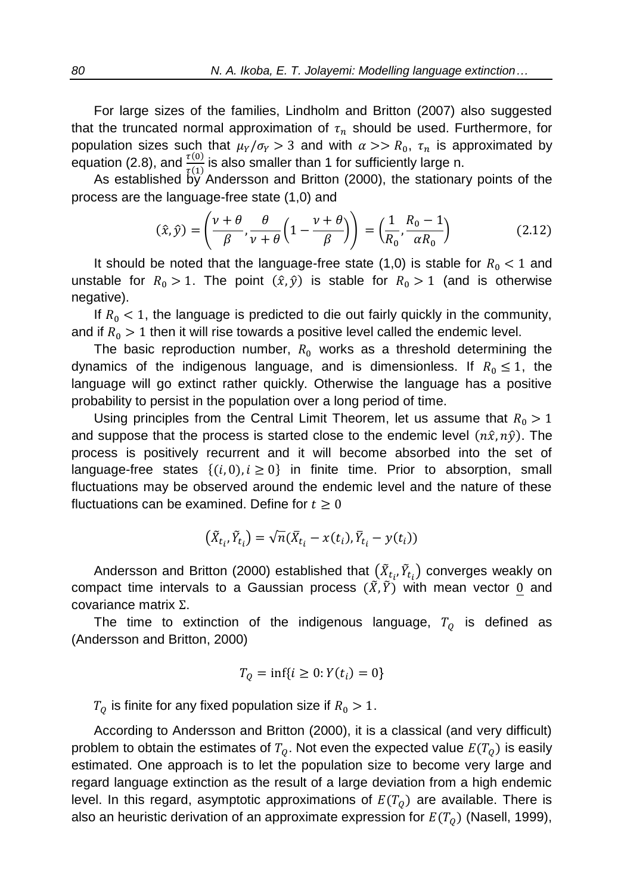For large sizes of the families, Lindholm and Britton (2007) also suggested that the truncated normal approximation of $\tau_n$ should be used. Furthermore, for population sizes such that $\mu_Y/\sigma_Y > 3$ and with $\alpha >> R_0$, $\tau_n$ is approximated by equation (2.8), and $\frac{\tau(0)}{\tau(1)}$ is also smaller than 1 for sufficiently large n.

As established by Andersson and Britton (2000), the stationary points of the process are the language-free state (1,0) and

$$(\hat{x}, \hat{y}) = \left(\frac{\nu + \theta}{\beta}, \frac{\theta}{\nu + \theta}\left(1 - \frac{\nu + \theta}{\beta}\right)\right) = \left(\frac{1}{R_0}, \frac{R_0 - 1}{\alpha R_0}\right) \tag{2.12}$$

It should be noted that the language-free state (1,0) is stable for $R_0 < 1$ and unstable for $R_0 > 1$. The point $(\hat{x}, \hat{y})$ is stable for $R_0 > 1$ (and is otherwise negative).

If $R_0 < 1$, the language is predicted to die out fairly quickly in the community, and if $R_0 > 1$ then it will rise towards a positive level called the endemic level.

The basic reproduction number, $R_0$ works as a threshold determining the dynamics of the indigenous language, and is dimensionless. If $R_0 \leq 1$, the language will go extinct rather quickly. Otherwise the language has a positive probability to persist in the population over a long period of time.

Using principles from the Central Limit Theorem, let us assume that $R_0 > 1$ and suppose that the process is started close to the endemic level $(n\hat{x}, n\hat{y})$. The process is positively recurrent and it will become absorbed into the set of language-free states $\{(i, 0), i \geq 0\}$ in finite time. Prior to absorption, small fluctuations may be observed around the endemic level and the nature of these fluctuations can be examined. Define for $t \geq 0$

$$\left(\tilde{X}_{t_i}, \tilde{Y}_{t_i}\right) = \sqrt{n}(\bar{X}_{t_i} - x(t_i), \bar{Y}_{t_i} - y(t_i))$$

Andersson and Britton (2000) established that $\left(\tilde{X}_{t_i}, \tilde{Y}_{t_i}\right)$ converges weakly on compact time intervals to a Gaussian process $(\tilde{X}, \tilde{Y})$ with mean vector $\underline{0}$ and covariance matrix $\Sigma$.

The time to extinction of the indigenous language, $T_Q$ is defined as (Andersson and Britton, 2000)

$$T_Q = \inf\{i \geq 0: Y(t_i) = 0\}$$

$T_Q$ is finite for any fixed population size if $R_0 > 1$.

According to Andersson and Britton (2000), it is a classical (and very difficult) problem to obtain the estimates of $T_Q$. Not even the expected value $E(T_Q)$ is easily estimated. One approach is to let the population size to become very large and regard language extinction as the result of a large deviation from a high endemic level. In this regard, asymptotic approximations of $E(T_Q)$ are available. There is also an heuristic derivation of an approximate expression for $E(T_Q)$ (Nasell, 1999),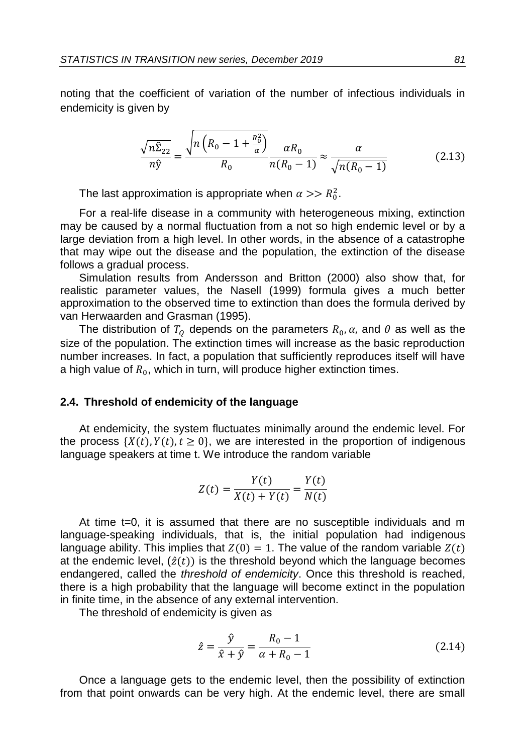noting that the coefficient of variation of the number of infectious individuals in endemicity is given by

$$\frac{\sqrt{n\hat{\Sigma}_{22}}}{n\hat{y}} = \frac{\sqrt{n\left(R_0 - 1 + \frac{R_0^2}{\alpha}\right)}}{R_0} \frac{\alpha R_0}{n(R_0 - 1)} \approx \frac{\alpha}{\sqrt{n(R_0 - 1)}} \tag{2.13}$$

The last approximation is appropriate when $\alpha >> R_0^2$.

For a real-life disease in a community with heterogeneous mixing, extinction may be caused by a normal fluctuation from a not so high endemic level or by a large deviation from a high level. In other words, in the absence of a catastrophe that may wipe out the disease and the population, the extinction of the disease follows a gradual process.

Simulation results from Andersson and Britton (2000) also show that, for realistic parameter values, the Nasell (1999) formula gives a much better approximation to the observed time to extinction than does the formula derived by van Herwaarden and Grasman (1995).

The distribution of $T_Q$ depends on the parameters $R_0, \alpha,$ and $\theta$ as well as the size of the population. The extinction times will increase as the basic reproduction number increases. In fact, a population that sufficiently reproduces itself will have a high value of $R_0$, which in turn, will produce higher extinction times.

### 2.4. Threshold of endemicity of the language

At endemicity, the system fluctuates minimally around the endemic level. For the process $\{X(t), Y(t), t \geq 0\}$, we are interested in the proportion of indigenous language speakers at time t. We introduce the random variable

$$Z(t) = \frac{Y(t)}{X(t) + Y(t)} = \frac{Y(t)}{N(t)}$$

At time t=0, it is assumed that there are no susceptible individuals and m language-speaking individuals, that is, the initial population had indigenous language ability. This implies that $Z(0) = 1$. The value of the random variable $Z(t)$ at the endemic level, $(\hat{z}(t))$ is the threshold beyond which the language becomes endangered, called the *threshold of endemicity*. Once this threshold is reached, there is a high probability that the language will become extinct in the population in finite time, in the absence of any external intervention.

The threshold of endemicity is given as

$$\hat{z} = \frac{\hat{y}}{\hat{x} + \hat{y}} = \frac{R_0 - 1}{\alpha + R_0 - 1} \tag{2.14}$$

Once a language gets to the endemic level, then the possibility of extinction from that point onwards can be very high. At the endemic level, there are small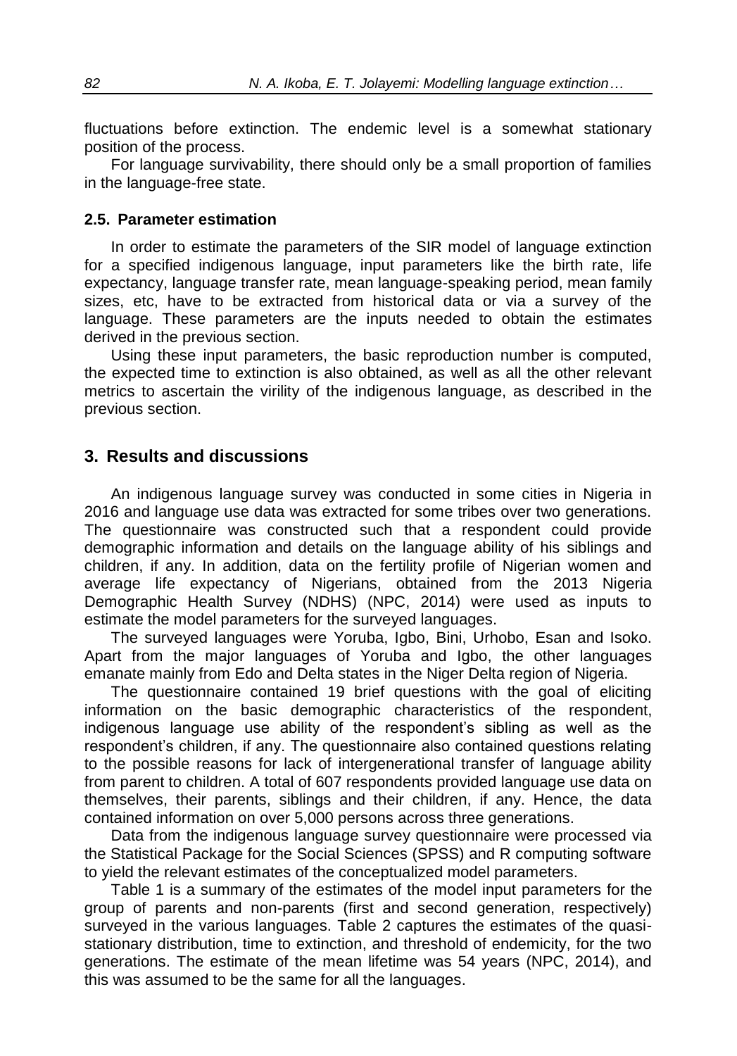fluctuations before extinction. The endemic level is a somewhat stationary position of the process.

For language survivability, there should only be a small proportion of families in the language-free state.

### 2.5. Parameter estimation

In order to estimate the parameters of the SIR model of language extinction for a specified indigenous language, input parameters like the birth rate, life expectancy, language transfer rate, mean language-speaking period, mean family sizes, etc, have to be extracted from historical data or via a survey of the language. These parameters are the inputs needed to obtain the estimates derived in the previous section.

Using these input parameters, the basic reproduction number is computed, the expected time to extinction is also obtained, as well as all the other relevant metrics to ascertain the virility of the indigenous language, as described in the previous section.

## 3. Results and discussions

An indigenous language survey was conducted in some cities in Nigeria in 2016 and language use data was extracted for some tribes over two generations. The questionnaire was constructed such that a respondent could provide demographic information and details on the language ability of his siblings and children, if any. In addition, data on the fertility profile of Nigerian women and average life expectancy of Nigerians, obtained from the 2013 Nigeria Demographic Health Survey (NDHS) (NPC, 2014) were used as inputs to estimate the model parameters for the surveyed languages.

The surveyed languages were Yoruba, Igbo, Bini, Urhobo, Esan and Isoko. Apart from the major languages of Yoruba and Igbo, the other languages emanate mainly from Edo and Delta states in the Niger Delta region of Nigeria.

The questionnaire contained 19 brief questions with the goal of eliciting information on the basic demographic characteristics of the respondent, indigenous language use ability of the respondent's sibling as well as the respondent's children, if any. The questionnaire also contained questions relating to the possible reasons for lack of intergenerational transfer of language ability from parent to children. A total of 607 respondents provided language use data on themselves, their parents, siblings and their children, if any. Hence, the data contained information on over 5,000 persons across three generations.

Data from the indigenous language survey questionnaire were processed via the Statistical Package for the Social Sciences (SPSS) and R computing software to yield the relevant estimates of the conceptualized model parameters.

Table 1 is a summary of the estimates of the model input parameters for the group of parents and non-parents (first and second generation, respectively) surveyed in the various languages. Table 2 captures the estimates of the quasi-stationary distribution, time to extinction, and threshold of endemicity, for the two generations. The estimate of the mean lifetime was 54 years (NPC, 2014), and this was assumed to be the same for all the languages.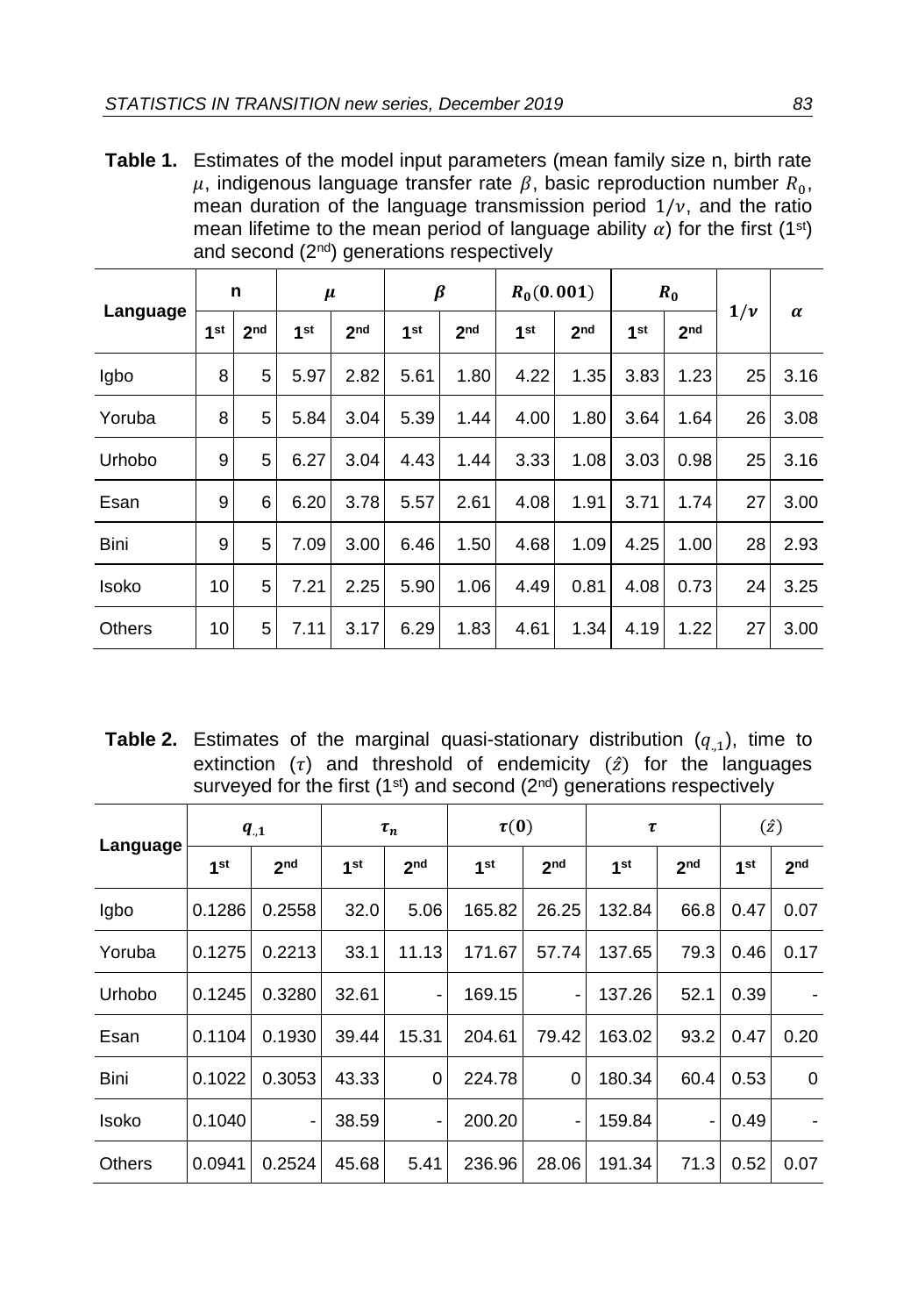**Table 1.** Estimates of the model input parameters (mean family size n, birth rate $\mu$, indigenous language transfer rate $\beta$, basic reproduction number $R_0$, mean duration of the language transmission period $1/\nu$, and the ratio mean lifetime to the mean period of language ability $\alpha$) for the first (1st) and second (2nd) generations respectively

| Language | n | | $\mu$ | | $\beta$ | | $R_0(0.001)$ | | $R_0$ | | $1/\nu$ | $\alpha$ |
|---|---|---|---|---|---|---|---|---|---|---|---|---|
| | 1st | 2nd | 1st | 2nd | 1st | 2nd | 1st | 2nd | 1st | 2nd | | |
| Igbo | 8 | 5 | 5.97 | 2.82 | 5.61 | 1.80 | 4.22 | 1.35 | 3.83 | 1.23 | 25 | 3.16 |
| Yoruba | 8 | 5 | 5.84 | 3.04 | 5.39 | 1.44 | 4.00 | 1.80 | 3.64 | 1.64 | 26 | 3.08 |
| Urhobo | 9 | 5 | 6.27 | 3.04 | 4.43 | 1.44 | 3.33 | 1.08 | 3.03 | 0.98 | 25 | 3.16 |
| Esan | 9 | 6 | 6.20 | 3.78 | 5.57 | 2.61 | 4.08 | 1.91 | 3.71 | 1.74 | 27 | 3.00 |
| Bini | 9 | 5 | 7.09 | 3.00 | 6.46 | 1.50 | 4.68 | 1.09 | 4.25 | 1.00 | 28 | 2.93 |
| Isoko | 10 | 5 | 7.21 | 2.25 | 5.90 | 1.06 | 4.49 | 0.81 | 4.08 | 0.73 | 24 | 3.25 |
| Others | 10 | 5 | 7.11 | 3.17 | 6.29 | 1.83 | 4.61 | 1.34 | 4.19 | 1.22 | 27 | 3.00 |

**Table 2.** Estimates of the marginal quasi-stationary distribution ($q_{.,1}$), time to extinction ($\tau$) and threshold of endemicity ($\hat{z}$) for the languages surveyed for the first (1st) and second (2nd) generations respectively

| Language | $q_{.,1}$ | | $\tau_n$ | | $\tau(0)$ | | $\tau$ | | $(\hat{z})$ | |
|---|---|---|---|---|---|---|---|---|---|---|
| | 1st | 2nd | 1st | 2nd | 1st | 2nd | 1st | 2nd | 1st | 2nd |
| Igbo | 0.1286 | 0.2558 | 32.0 | 5.06 | 165.82 | 26.25 | 132.84 | 66.8 | 0.47 | 0.07 |
| Yoruba | 0.1275 | 0.2213 | 33.1 | 11.13 | 171.67 | 57.74 | 137.65 | 79.3 | 0.46 | 0.17 |
| Urhobo | 0.1245 | 0.3280 | 32.61 | - | 169.15 | - | 137.26 | 52.1 | 0.39 | - |
| Esan | 0.1104 | 0.1930 | 39.44 | 15.31 | 204.61 | 79.42 | 163.02 | 93.2 | 0.47 | 0.20 |
| Bini | 0.1022 | 0.3053 | 43.33 | 0 | 224.78 | 0 | 180.34 | 60.4 | 0.53 | 0 |
| Isoko | 0.1040 | - | 38.59 | - | 200.20 | - | 159.84 | - | 0.49 | - |
| Others | 0.0941 | 0.2524 | 45.68 | 5.41 | 236.96 | 28.06 | 191.34 | 71.3 | 0.52 | 0.07 |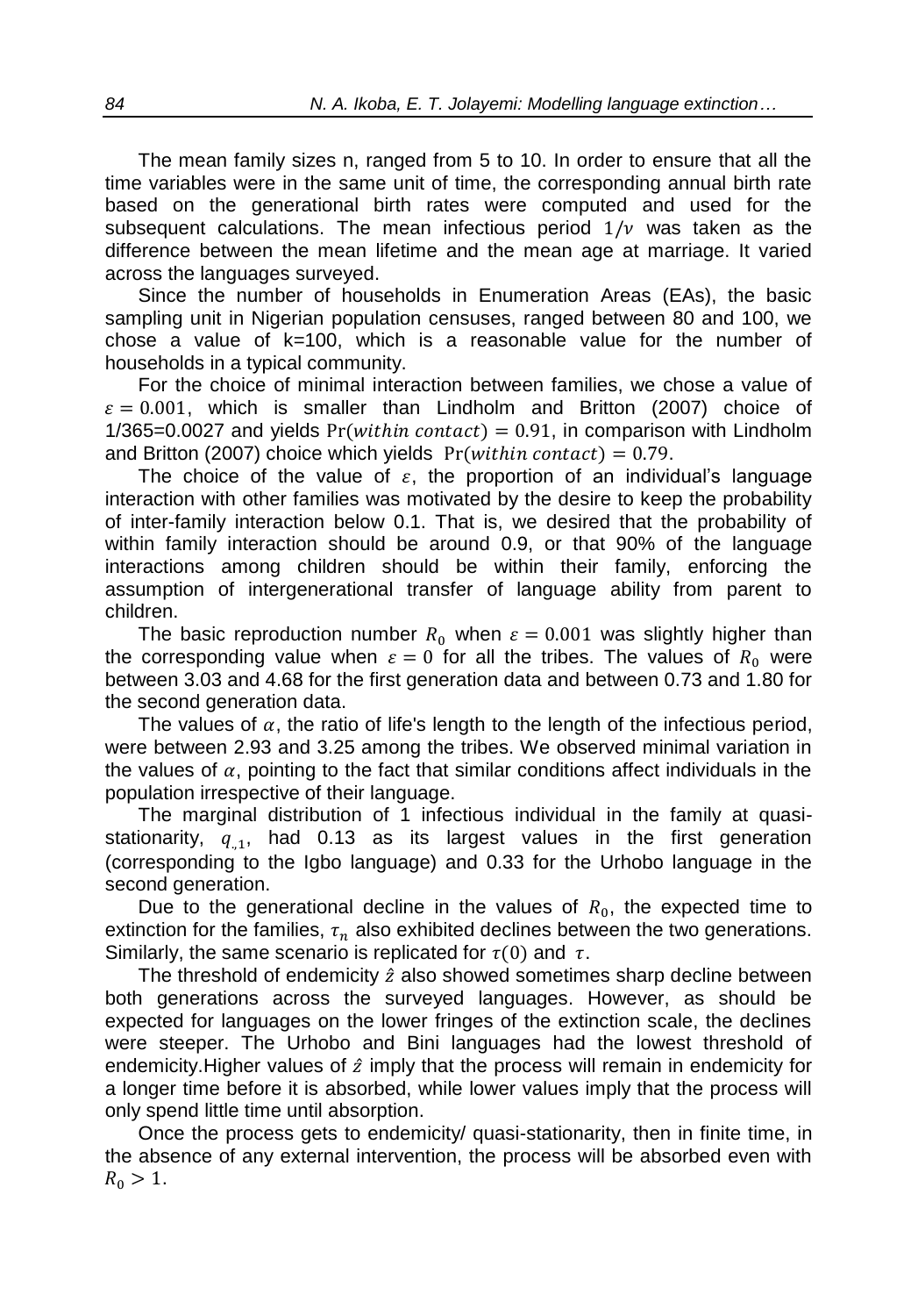The mean family sizes n, ranged from 5 to 10. In order to ensure that all the time variables were in the same unit of time, the corresponding annual birth rate based on the generational birth rates were computed and used for the subsequent calculations. The mean infectious period $1/\nu$ was taken as the difference between the mean lifetime and the mean age at marriage. It varied across the languages surveyed.

Since the number of households in Enumeration Areas (EAs), the basic sampling unit in Nigerian population censuses, ranged between 80 and 100, we chose a value of k=100, which is a reasonable value for the number of households in a typical community.

For the choice of minimal interaction between families, we chose a value of $\varepsilon = 0.001$, which is smaller than Lindholm and Britton (2007) choice of 1/365=0.0027 and yields $\Pr(within\ contact) = 0.91$, in comparison with Lindholm and Britton (2007) choice which yields $\Pr(within\ contact) = 0.79$.

The choice of the value of $\varepsilon$, the proportion of an individual's language interaction with other families was motivated by the desire to keep the probability of inter-family interaction below 0.1. That is, we desired that the probability of within family interaction should be around 0.9, or that 90% of the language interactions among children should be within their family, enforcing the assumption of intergenerational transfer of language ability from parent to children.

The basic reproduction number $R_0$ when $\varepsilon = 0.001$ was slightly higher than the corresponding value when $\varepsilon = 0$ for all the tribes. The values of $R_0$ were between 3.03 and 4.68 for the first generation data and between 0.73 and 1.80 for the second generation data.

The values of $\alpha$, the ratio of life's length to the length of the infectious period, were between 2.93 and 3.25 among the tribes. We observed minimal variation in the values of $\alpha$, pointing to the fact that similar conditions affect individuals in the population irrespective of their language.

The marginal distribution of 1 infectious individual in the family at quasi-stationarity, $q_{.,1}$, had 0.13 as its largest values in the first generation (corresponding to the Igbo language) and 0.33 for the Urhobo language in the second generation.

Due to the generational decline in the values of $R_0$, the expected time to extinction for the families, $\tau_n$ also exhibited declines between the two generations. Similarly, the same scenario is replicated for $\tau(0)$ and $\tau$.

The threshold of endemicity $\hat{z}$ also showed sometimes sharp decline between both generations across the surveyed languages. However, as should be expected for languages on the lower fringes of the extinction scale, the declines were steeper. The Urhobo and Bini languages had the lowest threshold of endemicity.Higher values of $\hat{z}$ imply that the process will remain in endemicity for a longer time before it is absorbed, while lower values imply that the process will only spend little time until absorption.

Once the process gets to endemicity/ quasi-stationarity, then in finite time, in the absence of any external intervention, the process will be absorbed even with $R_0 > 1$.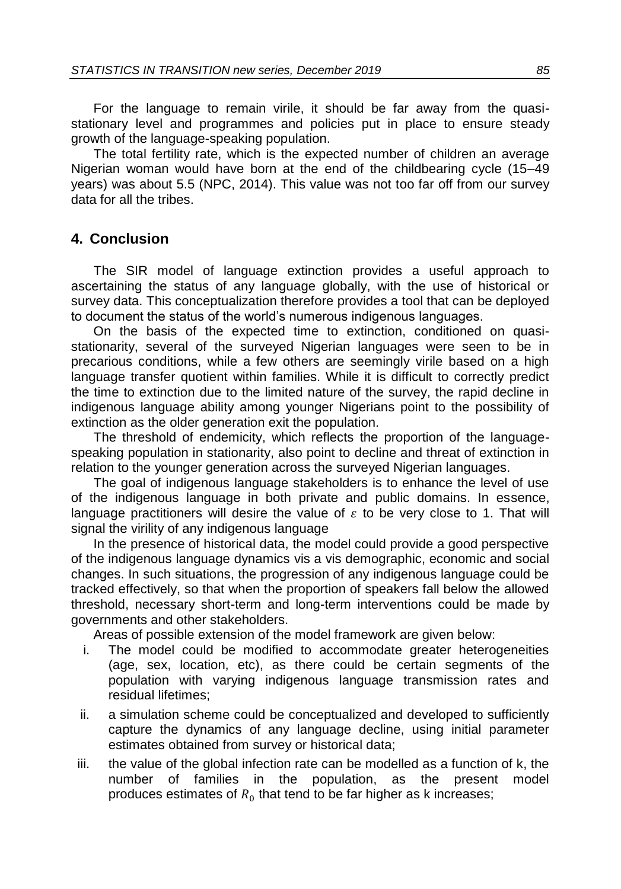For the language to remain virile, it should be far away from the quasi-stationary level and programmes and policies put in place to ensure steady growth of the language-speaking population.

The total fertility rate, which is the expected number of children an average Nigerian woman would have born at the end of the childbearing cycle (15–49 years) was about 5.5 (NPC, 2014). This value was not too far off from our survey data for all the tribes.

## 4. Conclusion

The SIR model of language extinction provides a useful approach to ascertaining the status of any language globally, with the use of historical or survey data. This conceptualization therefore provides a tool that can be deployed to document the status of the world's numerous indigenous languages.

On the basis of the expected time to extinction, conditioned on quasi-stationarity, several of the surveyed Nigerian languages were seen to be in precarious conditions, while a few others are seemingly virile based on a high language transfer quotient within families. While it is difficult to correctly predict the time to extinction due to the limited nature of the survey, the rapid decline in indigenous language ability among younger Nigerians point to the possibility of extinction as the older generation exit the population.

The threshold of endemicity, which reflects the proportion of the language-speaking population in stationarity, also point to decline and threat of extinction in relation to the younger generation across the surveyed Nigerian languages.

The goal of indigenous language stakeholders is to enhance the level of use of the indigenous language in both private and public domains. In essence, language practitioners will desire the value of $\varepsilon$ to be very close to 1. That will signal the virility of any indigenous language

In the presence of historical data, the model could provide a good perspective of the indigenous language dynamics vis a vis demographic, economic and social changes. In such situations, the progression of any indigenous language could be tracked effectively, so that when the proportion of speakers fall below the allowed threshold, necessary short-term and long-term interventions could be made by governments and other stakeholders.

Areas of possible extension of the model framework are given below:

i. The model could be modified to accommodate greater heterogeneities (age, sex, location, etc), as there could be certain segments of the population with varying indigenous language transmission rates and residual lifetimes;

ii. a simulation scheme could be conceptualized and developed to sufficiently capture the dynamics of any language decline, using initial parameter estimates obtained from survey or historical data;

iii. the value of the global infection rate can be modelled as a function of k, the number of families in the population, as the present model produces estimates of $R_0$ that tend to be far higher as k increases;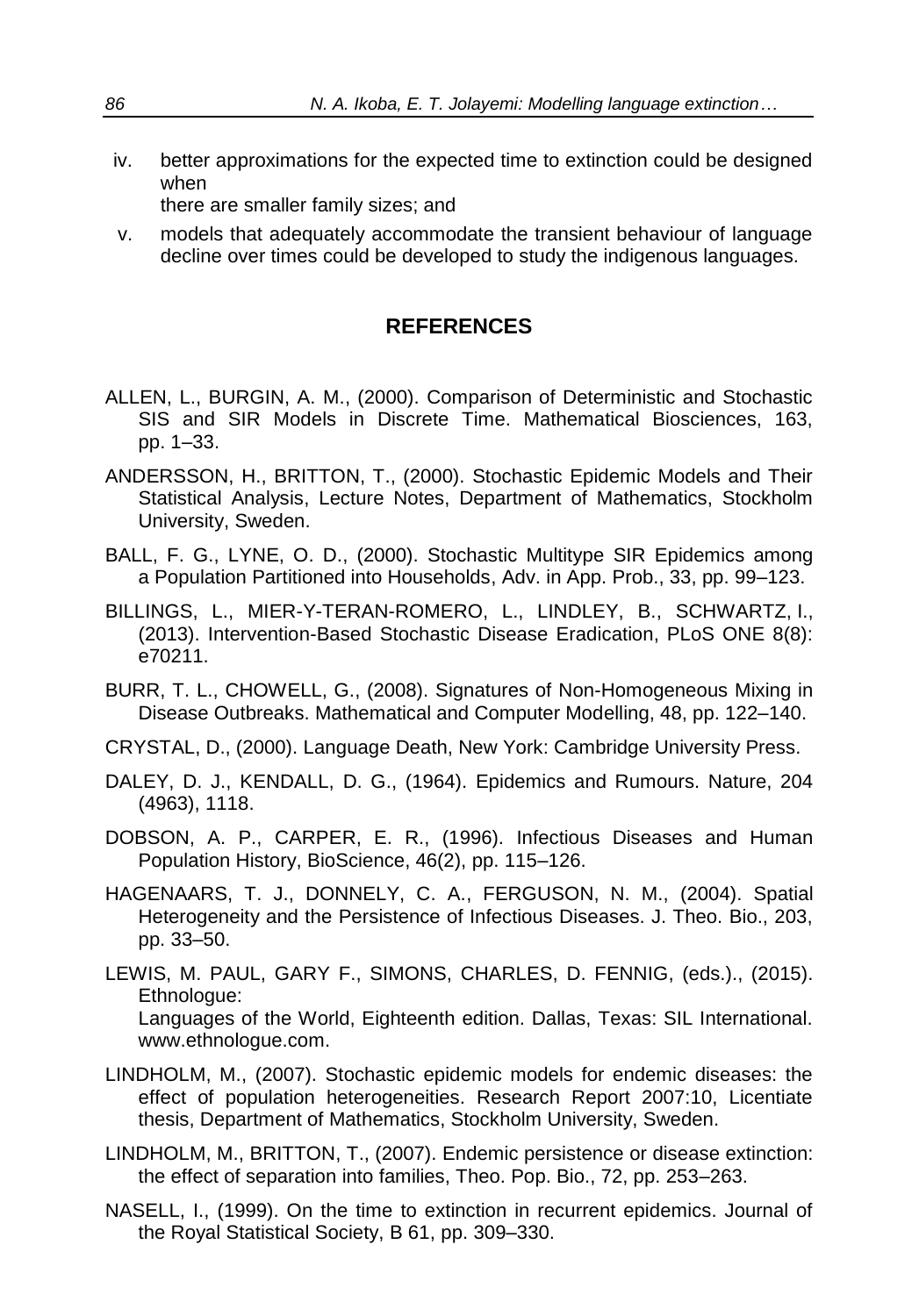iv. better approximations for the expected time to extinction could be designed when
there are smaller family sizes; and

v. models that adequately accommodate the transient behaviour of language decline over times could be developed to study the indigenous languages.

## REFERENCES

ALLEN, L., BURGIN, A. M., (2000). Comparison of Deterministic and Stochastic SIS and SIR Models in Discrete Time. Mathematical Biosciences, 163, pp. 1–33.

ANDERSSON, H., BRITTON, T., (2000). Stochastic Epidemic Models and Their Statistical Analysis, Lecture Notes, Department of Mathematics, Stockholm University, Sweden.

BALL, F. G., LYNE, O. D., (2000). Stochastic Multitype SIR Epidemics among a Population Partitioned into Households, Adv. in App. Prob., 33, pp. 99–123.

BILLINGS, L., MIER-Y-TERAN-ROMERO, L., LINDLEY, B., SCHWARTZ, I., (2013). Intervention-Based Stochastic Disease Eradication, PLoS ONE 8(8): e70211.

BURR, T. L., CHOWELL, G., (2008). Signatures of Non-Homogeneous Mixing in Disease Outbreaks. Mathematical and Computer Modelling, 48, pp. 122–140.

CRYSTAL, D., (2000). Language Death, New York: Cambridge University Press.

DALEY, D. J., KENDALL, D. G., (1964). Epidemics and Rumours. Nature, 204 (4963), 1118.

DOBSON, A. P., CARPER, E. R., (1996). Infectious Diseases and Human Population History, BioScience, 46(2), pp. 115–126.

HAGENAARS, T. J., DONNELY, C. A., FERGUSON, N. M., (2004). Spatial Heterogeneity and the Persistence of Infectious Diseases. J. Theo. Bio., 203, pp. 33–50.

LEWIS, M. PAUL, GARY F., SIMONS, CHARLES, D. FENNIG, (eds.)., (2015). Ethnologue:
Languages of the World, Eighteenth edition. Dallas, Texas: SIL International. www.ethnologue.com.

LINDHOLM, M., (2007). Stochastic epidemic models for endemic diseases: the effect of population heterogeneities. Research Report 2007:10, Licentiate thesis, Department of Mathematics, Stockholm University, Sweden.

LINDHOLM, M., BRITTON, T., (2007). Endemic persistence or disease extinction: the effect of separation into families, Theo. Pop. Bio., 72, pp. 253–263.

NASELL, I., (1999). On the time to extinction in recurrent epidemics. Journal of the Royal Statistical Society, B 61, pp. 309–330.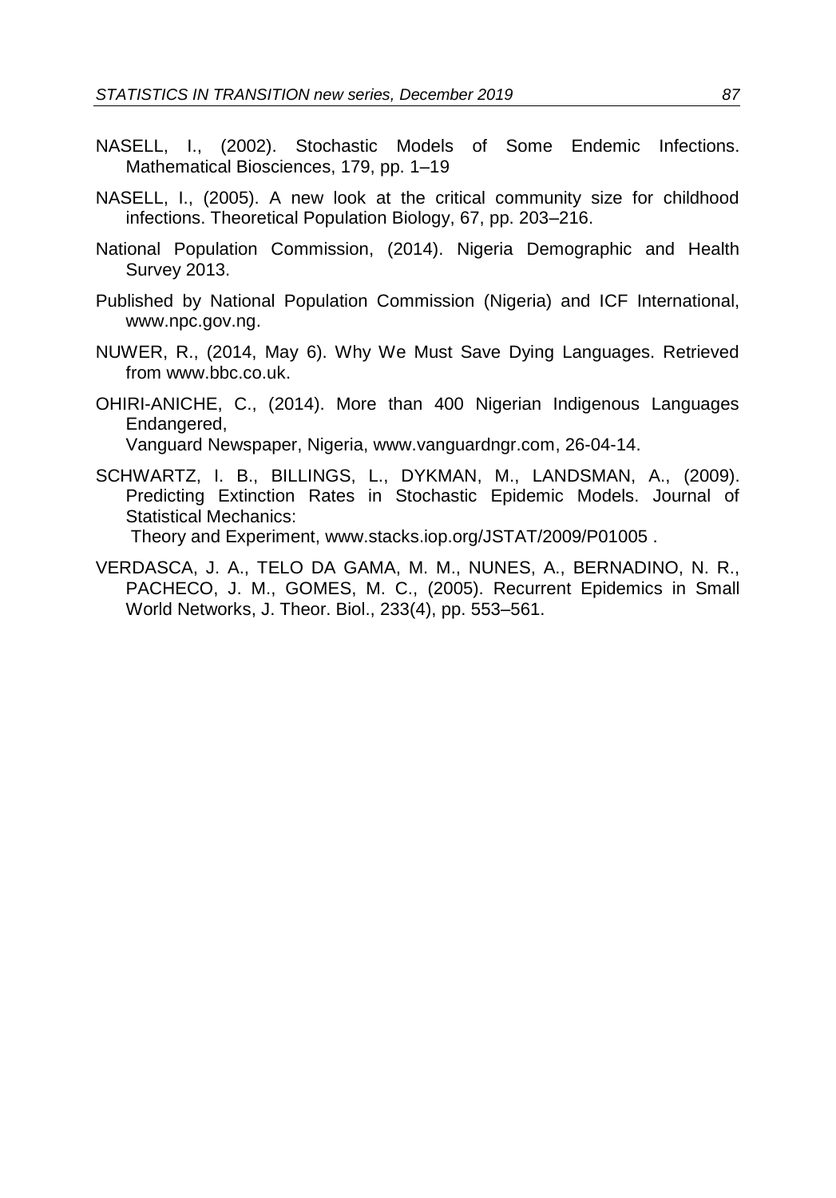NASELL, I., (2002). Stochastic Models of Some Endemic Infections. Mathematical Biosciences, 179, pp. 1–19

NASELL, I., (2005). A new look at the critical community size for childhood infections. Theoretical Population Biology, 67, pp. 203–216.

National Population Commission, (2014). Nigeria Demographic and Health Survey 2013.

Published by National Population Commission (Nigeria) and ICF International, www.npc.gov.ng.

NUWER, R., (2014, May 6). Why We Must Save Dying Languages. Retrieved from www.bbc.co.uk.

OHIRI-ANICHE, C., (2014). More than 400 Nigerian Indigenous Languages Endangered,
Vanguard Newspaper, Nigeria, www.vanguardngr.com, 26-04-14.

SCHWARTZ, I. B., BILLINGS, L., DYKMAN, M., LANDSMAN, A., (2009). Predicting Extinction Rates in Stochastic Epidemic Models. Journal of Statistical Mechanics:
Theory and Experiment, www.stacks.iop.org/JSTAT/2009/P01005 .

VERDASCA, J. A., TELO DA GAMA, M. M., NUNES, A., BERNADINO, N. R., PACHECO, J. M., GOMES, M. C., (2005). Recurrent Epidemics in Small World Networks, J. Theor. Biol., 233(4), pp. 553–561.